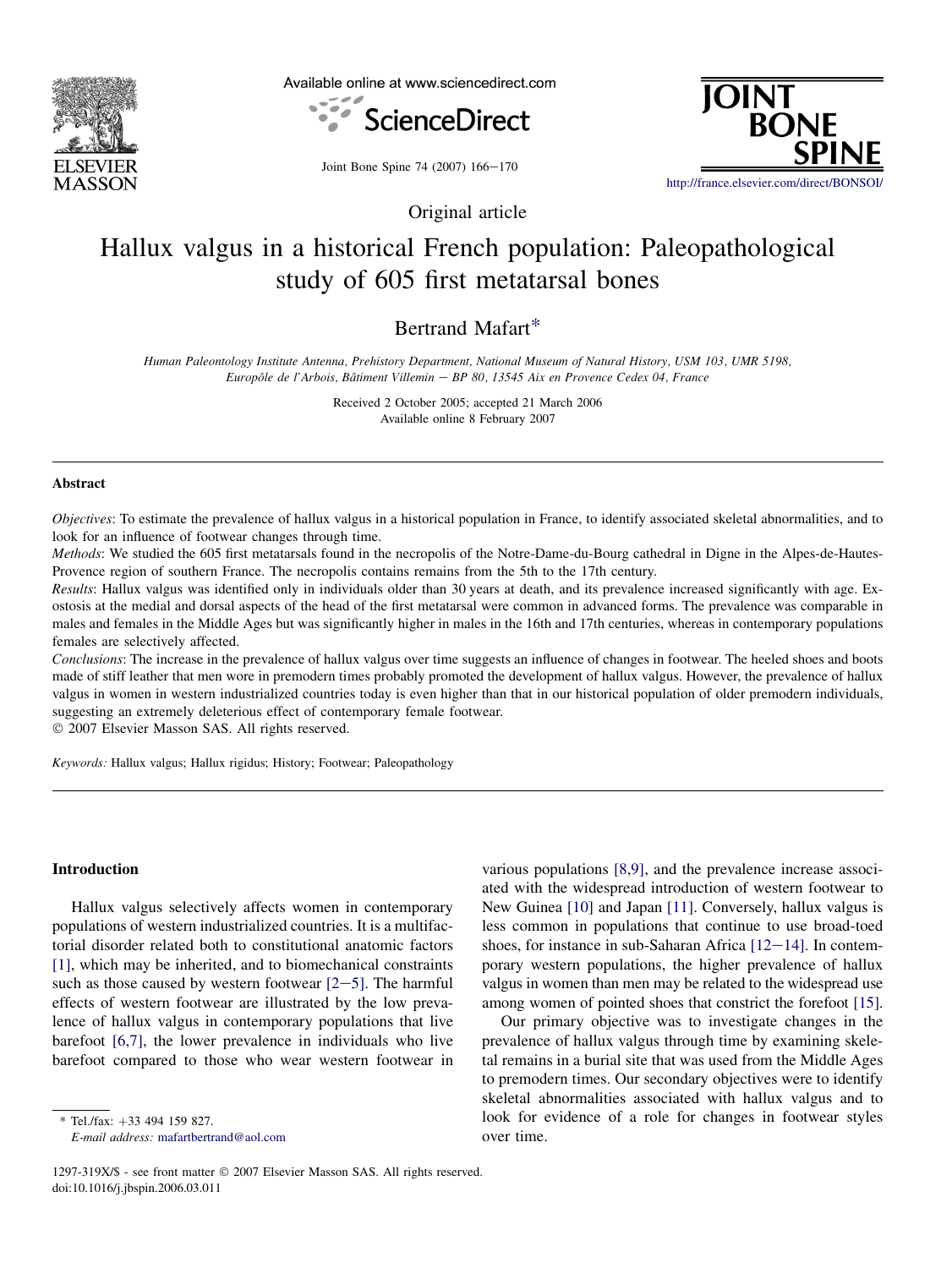Original article

# Hallux valgus in a historical French population: Paleopathological study of 605 first metatarsal bones

Bertrand Mafart*

*Human Paleontology Institute Antenna, Prehistory Department, National Museum of Natural History, USM 103, UMR 5198, Europôle de l'Arbois, Bâtiment Villemin – BP 80, 13545 Aix en Provence Cedex 04, France*

Received 2 October 2005; accepted 21 March 2006
Available online 8 February 2007

## Abstract

*Objectives*: To estimate the prevalence of hallux valgus in a historical population in France, to identify associated skeletal abnormalities, and to look for an influence of footwear changes through time.

*Methods*: We studied the 605 first metatarsals found in the necropolis of the Notre-Dame-du-Bourg cathedral in Digne in the Alpes-de-Hautes-Provence region of southern France. The necropolis contains remains from the 5th to the 17th century.

*Results*: Hallux valgus was identified only in individuals older than 30 years at death, and its prevalence increased significantly with age. Exostosis at the medial and dorsal aspects of the head of the first metatarsal were common in advanced forms. The prevalence was comparable in males and females in the Middle Ages but was significantly higher in males in the 16th and 17th centuries, whereas in contemporary populations females are selectively affected.

*Conclusions*: The increase in the prevalence of hallux valgus over time suggests an influence of changes in footwear. The heeled shoes and boots made of stiff leather that men wore in premodern times probably promoted the development of hallux valgus. However, the prevalence of hallux valgus in women in western industrialized countries today is even higher than that in our historical population of older premodern individuals, suggesting an extremely deleterious effect of contemporary female footwear.

© 2007 Elsevier Masson SAS. All rights reserved.

*Keywords:* Hallux valgus; Hallux rigidus; History; Footwear; Paleopathology

## Introduction

Hallux valgus selectively affects women in contemporary populations of western industrialized countries. It is a multifactorial disorder related both to constitutional anatomic factors [1], which may be inherited, and to biomechanical constraints such as those caused by western footwear [2–5]. The harmful effects of western footwear are illustrated by the low prevalence of hallux valgus in contemporary populations that live barefoot [6,7], the lower prevalence in individuals who live barefoot compared to those who wear western footwear in various populations [8,9], and the prevalence increase associated with the widespread introduction of western footwear to New Guinea [10] and Japan [11]. Conversely, hallux valgus is less common in populations that continue to use broad-toed shoes, for instance in sub-Saharan Africa [12–14]. In contemporary western populations, the higher prevalence of hallux valgus in women than men may be related to the widespread use among women of pointed shoes that constrict the forefoot [15].

Our primary objective was to investigate changes in the prevalence of hallux valgus through time by examining skeletal remains in a burial site that was used from the Middle Ages to premodern times. Our secondary objectives were to identify skeletal abnormalities associated with hallux valgus and to look for evidence of a role for changes in footwear styles over time.

* Tel./fax: +33 494 159 827.
*E-mail address:* mafartbertrand@aol.com

1297-319X/$ - see front matter © 2007 Elsevier Masson SAS. All rights reserved.
doi:10.1016/j.jbspin.2006.03.011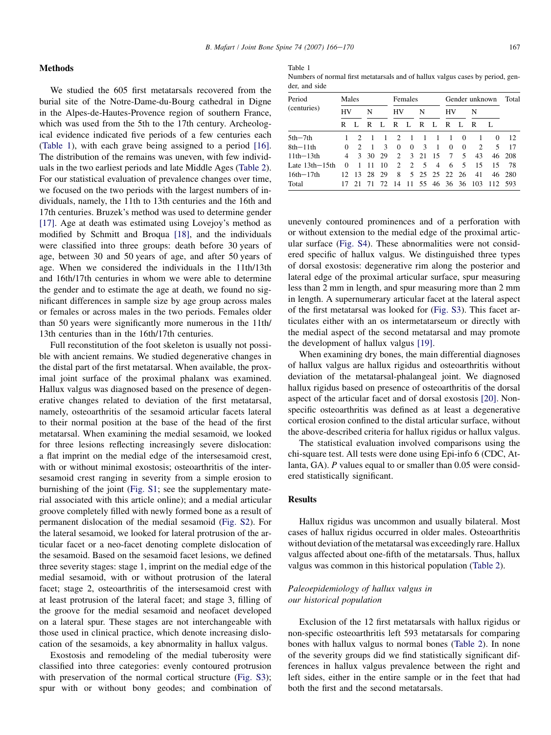## Methods

We studied the 605 first metatarsals recovered from the burial site of the Notre-Dame-du-Bourg cathedral in Digne in the Alpes-de-Hautes-Provence region of southern France, which was used from the 5th to the 17th century. Archeological evidence indicated five periods of a few centuries each (Table 1), with each grave being assigned to a period [16]. The distribution of the remains was uneven, with few individuals in the two earliest periods and late Middle Ages (Table 2). For our statistical evaluation of prevalence changes over time, we focused on the two periods with the largest numbers of individuals, namely, the 11th to 13th centuries and the 16th and 17th centuries. Bruzek's method was used to determine gender [17]. Age at death was estimated using Lovejoy's method as modified by Schmitt and Broqua [18], and the individuals were classified into three groups: death before 30 years of age, between 30 and 50 years of age, and after 50 years of age. When we considered the individuals in the 11th/13th and 16th/17th centuries in whom we were able to determine the gender and to estimate the age at death, we found no significant differences in sample size by age group across males or females or across males in the two periods. Females older than 50 years were significantly more numerous in the 11th/13th centuries than in the 16th/17th centuries.

Full reconstitution of the foot skeleton is usually not possible with ancient remains. We studied degenerative changes in the distal part of the first metatarsal. When available, the proximal joint surface of the proximal phalanx was examined. Hallux valgus was diagnosed based on the presence of degenerative changes related to deviation of the first metatarsal, namely, osteoarthritis of the sesamoid articular facets lateral to their normal position at the base of the head of the first metatarsal. When examining the medial sesamoid, we looked for three lesions reflecting increasingly severe dislocation: a flat imprint on the medial edge of the intersesamoid crest, with or without minimal exostosis; osteoarthritis of the intersesamoid crest ranging in severity from a simple erosion to burnishing of the joint (Fig. S1; see the supplementary material associated with this article online); and a medial articular groove completely filled with newly formed bone as a result of permanent dislocation of the medial sesamoid (Fig. S2). For the lateral sesamoid, we looked for lateral protrusion of the articular facet or a neo-facet denoting complete dislocation of the sesamoid. Based on the sesamoid facet lesions, we defined three severity stages: stage 1, imprint on the medial edge of the medial sesamoid, with or without protrusion of the lateral facet; stage 2, osteoarthritis of the intersesamoid crest with at least protrusion of the lateral facet; and stage 3, filling of the groove for the medial sesamoid and neofacet developed on a lateral spur. These stages are not interchangeable with those used in clinical practice, which denote increasing dislocation of the sesamoids, a key abnormality in hallux valgus.

Exostosis and remodeling of the medial tuberosity were classified into three categories: evenly contoured protrusion with preservation of the normal cortical structure (Fig. S3); spur with or without bony geodes; and combination of unevenly contoured prominences and of a perforation with or without extension to the medial edge of the proximal articular surface (Fig. S4). These abnormalities were not considered specific of hallux valgus. We distinguished three types of dorsal exostosis: degenerative rim along the posterior and lateral edge of the proximal articular surface, spur measuring less than 2 mm in length, and spur measuring more than 2 mm in length. A supernumerary articular facet at the lateral aspect of the first metatarsal was looked for (Fig. S3). This facet articulates either with an os intermetatarseum or directly with the medial aspect of the second metatarsal and may promote the development of hallux valgus [19].

When examining dry bones, the main differential diagnoses of hallux valgus are hallux rigidus and osteoarthritis without deviation of the metatarsal-phalangeal joint. We diagnosed hallux rigidus based on presence of osteoarthritis of the dorsal aspect of the articular facet and of dorsal exostosis [20]. Nonspecific osteoarthritis was defined as at least a degenerative cortical erosion confined to the distal articular surface, without the above-described criteria for hallux rigidus or hallux valgus.

The statistical evaluation involved comparisons using the chi-square test. All tests were done using Epi-info 6 (CDC, Atlanta, GA). $P$ values equal to or smaller than 0.05 were considered statistically significant.

Table 1
Numbers of normal first metatarsals and of hallux valgus cases by period, gender, and side

| Period (centuries) | Males | | | | Females | | | | Gender unknown | | | | Total |
|---|---|---|---|---|---|---|---|---|---|---|---|---|---|
| | HV | | N | | HV | | N | | HV | | N | | |
| | R | L | R | L | R | L | R | L | R | L | R | L | |
| 5th−7th | 1 | 2 | 1 | 1 | 2 | 1 | 1 | 1 | 1 | 0 | 1 | 0 | 12 |
| 8th−11th | 0 | 2 | 1 | 3 | 0 | 0 | 3 | 1 | 0 | 0 | 2 | 5 | 17 |
| 11th−13th | 4 | 3 | 30 | 29 | 2 | 3 | 21 | 15 | 7 | 5 | 43 | 46 | 208 |
| Late 13th−15th | 0 | 1 | 11 | 10 | 2 | 2 | 5 | 4 | 6 | 5 | 15 | 15 | 78 |
| 16th−17th | 12 | 13 | 28 | 29 | 8 | 5 | 25 | 25 | 22 | 26 | 41 | 46 | 280 |
| Total | 17 | 21 | 71 | 72 | 14 | 11 | 55 | 46 | 36 | 36 | 103 | 112 | 593 |

## Results

Hallux rigidus was uncommon and usually bilateral. Most cases of hallux rigidus occurred in older males. Osteoarthritis without deviation of the metatarsal was exceedingly rare. Hallux valgus affected about one-fifth of the metatarsals. Thus, hallux valgus was common in this historical population (Table 2).

### *Paleoepidemiology of hallux valgus in our historical population*

Exclusion of the 12 first metatarsals with hallux rigidus or non-specific osteoarthritis left 593 metatarsals for comparing bones with hallux valgus to normal bones (Table 2). In none of the severity groups did we find statistically significant differences in hallux valgus prevalence between the right and left sides, either in the entire sample or in the feet that had both the first and the second metatarsals.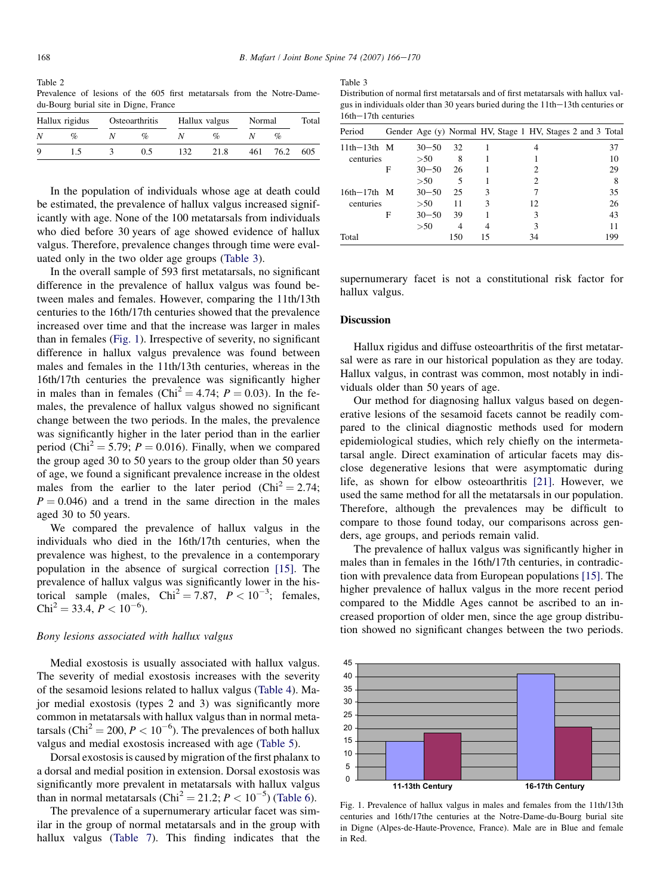Table 2
Prevalence of lesions of the 605 first metatarsals from the Notre-Dame-du-Bourg burial site in Digne, France

| Hallux rigidus | | Osteoarthritis | | Hallux valgus | | Normal | | Total |
|---|---|---|---|---|---|---|---|---|
| N | % | N | % | N | % | N | % | |
| 9 | 1.5 | 3 | 0.5 | 132 | 21.8 | 461 | 76.2 | 605 |

In the population of individuals whose age at death could be estimated, the prevalence of hallux valgus increased significantly with age. None of the 100 metatarsals from individuals who died before 30 years of age showed evidence of hallux valgus. Therefore, prevalence changes through time were evaluated only in the two older age groups (Table 3).

In the overall sample of 593 first metatarsals, no significant difference in the prevalence of hallux valgus was found between males and females. However, comparing the 11th/13th centuries to the 16th/17th centuries showed that the prevalence increased over time and that the increase was larger in males than in females (Fig. 1). Irrespective of severity, no significant difference in hallux valgus prevalence was found between males and females in the 11th/13th centuries, whereas in the 16th/17th centuries the prevalence was significantly higher in males than in females ($Chi^2 = 4.74$; $P = 0.03$). In the females, the prevalence of hallux valgus showed no significant change between the two periods. In the males, the prevalence was significantly higher in the later period than in the earlier period ($Chi^2 = 5.79$; $P = 0.016$). Finally, when we compared the group aged 30 to 50 years to the group older than 50 years of age, we found a significant prevalence increase in the oldest males from the earlier to the later period ($Chi^2 = 2.74$; $P = 0.046$) and a trend in the same direction in the males aged 30 to 50 years.

We compared the prevalence of hallux valgus in the individuals who died in the 16th/17th centuries, when the prevalence was highest, to the prevalence in a contemporary population in the absence of surgical correction [15]. The prevalence of hallux valgus was significantly lower in the historical sample (males, $Chi^2 = 7.87$, $P < 10^{-3}$; females, $Chi^2 = 33.4$, $P < 10^{-6}$).

### *Bony lesions associated with hallux valgus*

Medial exostosis is usually associated with hallux valgus. The severity of medial exostosis increases with the severity of the sesamoid lesions related to hallux valgus (Table 4). Major medial exostosis (types 2 and 3) was significantly more common in metatarsals with hallux valgus than in normal metatarsals ($Chi^2 = 200$, $P < 10^{-6}$). The prevalences of both hallux valgus and medial exostosis increased with age (Table 5).

Dorsal exostosis is caused by migration of the first phalanx to a dorsal and medial position in extension. Dorsal exostosis was significantly more prevalent in metatarsals with hallux valgus than in normal metatarsals ($Chi^2 = 21.2$; $P < 10^{-5}$) (Table 6).

The prevalence of a supernumerary articular facet was similar in the group of normal metatarsals and in the group with hallux valgus (Table 7). This finding indicates that the supernumerary facet is not a constitutional risk factor for hallux valgus.

Table 3
Distribution of normal first metatarsals and of first metatarsals with hallux valgus in individuals older than 30 years buried during the 11th−13th centuries or 16th−17th centuries

| Period | Gender | Age (y) | Normal | HV, Stage 1 | HV, Stages 2 and 3 | Total |
|---|---|---|---|---|---|---|
| 11th−13th centuries | M | 30−50 | 32 | 1 | 4 | 37 |
| | | >50 | 8 | 1 | 1 | 10 |
| | F | 30−50 | 26 | 1 | 2 | 29 |
| | | >50 | 5 | 1 | 2 | 8 |
| 16th−17th centuries | M | 30−50 | 25 | 3 | 7 | 35 |
| | | >50 | 11 | 3 | 12 | 26 |
| | F | 30−50 | 39 | 1 | 3 | 43 |
| | | >50 | 4 | 4 | 3 | 11 |
| Total | | | 150 | 15 | 34 | 199 |

## Discussion

Hallux rigidus and diffuse osteoarthritis of the first metatarsal were as rare in our historical population as they are today. Hallux valgus, in contrast was common, most notably in individuals older than 50 years of age.

Our method for diagnosing hallux valgus based on degenerative lesions of the sesamoid facets cannot be readily compared to the clinical diagnostic methods used for modern epidemiological studies, which rely chiefly on the intermetatarsal angle. Direct examination of articular facets may disclose degenerative lesions that were asymptomatic during life, as shown for elbow osteoarthritis [21]. However, we used the same method for all the metatarsals in our population. Therefore, although the prevalences may be difficult to compare to those found today, our comparisons across genders, age groups, and periods remain valid.

The prevalence of hallux valgus was significantly higher in males than in females in the 16th/17th centuries, in contradiction with prevalence data from European populations [15]. The higher prevalence of hallux valgus in the more recent period compared to the Middle Ages cannot be ascribed to an increased proportion of older men, since the age group distribution showed no significant changes between the two periods.

Fig. 1. Prevalence of hallux valgus in males and females from the 11th/13th centuries and 16th/17the centuries at the Notre-Dame-du-Bourg burial site in Digne (Alpes-de-Haute-Provence, France). Male are in Blue and female in Red.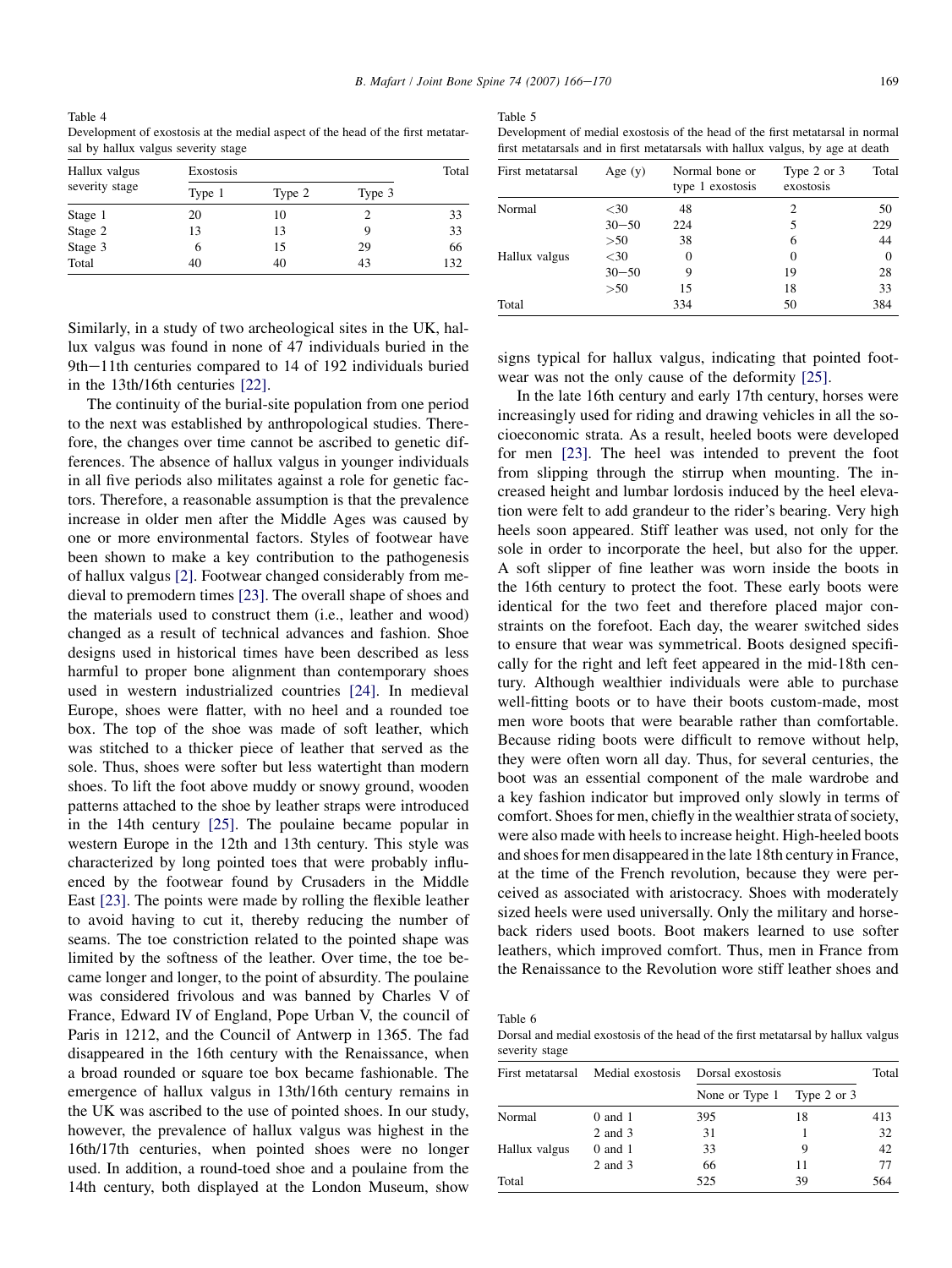Table 4
Development of exostosis at the medial aspect of the head of the first metatarsal by hallux valgus severity stage

| Hallux valgus severity stage | Exostosis | | | Total |
|---|---|---|---|---|
| | Type 1 | Type 2 | Type 3 | |
| Stage 1 | 20 | 10 | 2 | 33 |
| Stage 2 | 13 | 13 | 9 | 33 |
| Stage 3 | 6 | 15 | 29 | 66 |
| Total | 40 | 40 | 43 | 132 |

Similarly, in a study of two archeological sites in the UK, hallux valgus was found in none of 47 individuals buried in the 9th–11th centuries compared to 14 of 192 individuals buried in the 13th/16th centuries [22].

The continuity of the burial-site population from one period to the next was established by anthropological studies. Therefore, the changes over time cannot be ascribed to genetic differences. The absence of hallux valgus in younger individuals in all five periods also militates against a role for genetic factors. Therefore, a reasonable assumption is that the prevalence increase in older men after the Middle Ages was caused by one or more environmental factors. Styles of footwear have been shown to make a key contribution to the pathogenesis of hallux valgus [2]. Footwear changed considerably from medieval to premodern times [23]. The overall shape of shoes and the materials used to construct them (i.e., leather and wood) changed as a result of technical advances and fashion. Shoe designs used in historical times have been described as less harmful to proper bone alignment than contemporary shoes used in western industrialized countries [24]. In medieval Europe, shoes were flatter, with no heel and a rounded toe box. The top of the shoe was made of soft leather, which was stitched to a thicker piece of leather that served as the sole. Thus, shoes were softer but less watertight than modern shoes. To lift the foot above muddy or snowy ground, wooden patterns attached to the shoe by leather straps were introduced in the 14th century [25]. The poulaine became popular in western Europe in the 12th and 13th century. This style was characterized by long pointed toes that were probably influenced by the footwear found by Crusaders in the Middle East [23]. The points were made by rolling the flexible leather to avoid having to cut it, thereby reducing the number of seams. The toe constriction related to the pointed shape was limited by the softness of the leather. Over time, the toe became longer and longer, to the point of absurdity. The poulaine was considered frivolous and was banned by Charles V of France, Edward IV of England, Pope Urban V, the council of Paris in 1212, and the Council of Antwerp in 1365. The fad disappeared in the 16th century with the Renaissance, when a broad rounded or square toe box became fashionable. The emergence of hallux valgus in 13th/16th century remains in the UK was ascribed to the use of pointed shoes. In our study, however, the prevalence of hallux valgus was highest in the 16th/17th centuries, when pointed shoes were no longer used. In addition, a round-toed shoe and a poulaine from the 14th century, both displayed at the London Museum, show

Table 5
Development of medial exostosis of the head of the first metatarsal in normal first metatarsals and in first metatarsals with hallux valgus, by age at death

| First metatarsal | Age (y) | Normal bone or type 1 exostosis | Type 2 or 3 exostosis | Total |
|---|---|---|---|---|
| Normal | <30 | 48 | 2 | 50 |
| | 30–50 | 224 | 5 | 229 |
| | >50 | 38 | 6 | 44 |
| Hallux valgus | <30 | 0 | 0 | 0 |
| | 30–50 | 9 | 19 | 28 |
| | >50 | 15 | 18 | 33 |
| Total | | 334 | 50 | 384 |

signs typical for hallux valgus, indicating that pointed footwear was not the only cause of the deformity [25].

In the late 16th century and early 17th century, horses were increasingly used for riding and drawing vehicles in all the socioeconomic strata. As a result, heeled boots were developed for men [23]. The heel was intended to prevent the foot from slipping through the stirrup when mounting. The increased height and lumbar lordosis induced by the heel elevation were felt to add grandeur to the rider's bearing. Very high heels soon appeared. Stiff leather was used, not only for the sole in order to incorporate the heel, but also for the upper. A soft slipper of fine leather was worn inside the boots in the 16th century to protect the foot. These early boots were identical for the two feet and therefore placed major constraints on the forefoot. Each day, the wearer switched sides to ensure that wear was symmetrical. Boots designed specifically for the right and left feet appeared in the mid-18th century. Although wealthier individuals were able to purchase well-fitting boots or to have their boots custom-made, most men wore boots that were bearable rather than comfortable. Because riding boots were difficult to remove without help, they were often worn all day. Thus, for several centuries, the boot was an essential component of the male wardrobe and a key fashion indicator but improved only slowly in terms of comfort. Shoes for men, chiefly in the wealthier strata of society, were also made with heels to increase height. High-heeled boots and shoes for men disappeared in the late 18th century in France, at the time of the French revolution, because they were perceived as associated with aristocracy. Shoes with moderately sized heels were used universally. Only the military and horseback riders used boots. Boot makers learned to use softer leathers, which improved comfort. Thus, men in France from the Renaissance to the Revolution wore stiff leather shoes and

Table 6
Dorsal and medial exostosis of the head of the first metatarsal by hallux valgus severity stage

| First metatarsal | Medial exostosis | Dorsal exostosis | | Total |
|---|---|---|---|---|
| | | None or Type 1 | Type 2 or 3 | |
| Normal | 0 and 1 | 395 | 18 | 413 |
| | 2 and 3 | 31 | 1 | 32 |
| Hallux valgus | 0 and 1 | 33 | 9 | 42 |
| | 2 and 3 | 66 | 11 | 77 |
| Total | | 525 | 39 | 564 |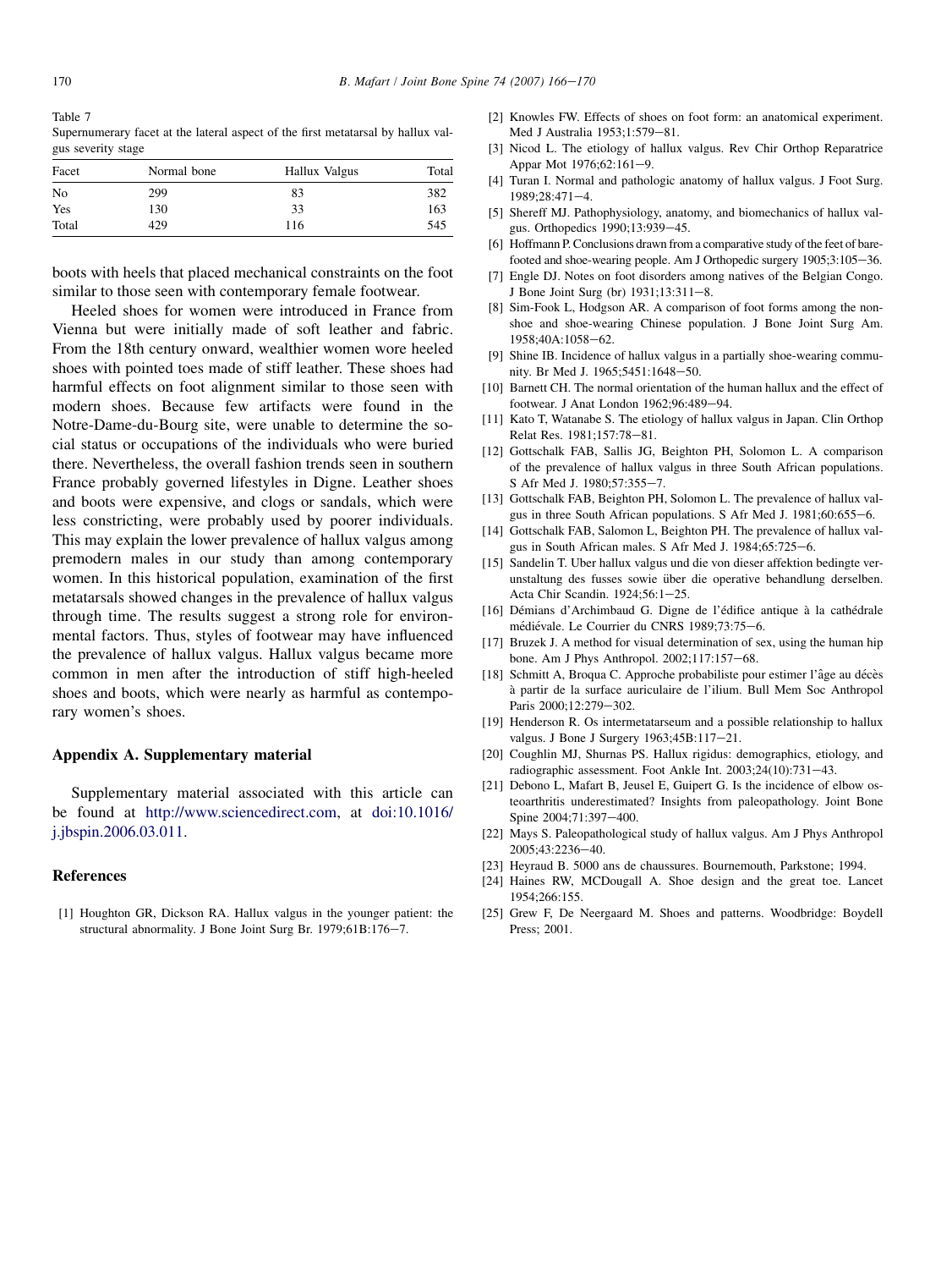Table 7
Supernumerary facet at the lateral aspect of the first metatarsal by hallux valgus severity stage

| Facet | Normal bone | Hallux Valgus | Total |
|---|---|---|---|
| No | 299 | 83 | 382 |
| Yes | 130 | 33 | 163 |
| Total | 429 | 116 | 545 |

boots with heels that placed mechanical constraints on the foot similar to those seen with contemporary female footwear.

Heeled shoes for women were introduced in France from Vienna but were initially made of soft leather and fabric. From the 18th century onward, wealthier women wore heeled shoes with pointed toes made of stiff leather. These shoes had harmful effects on foot alignment similar to those seen with modern shoes. Because few artifacts were found in the Notre-Dame-du-Bourg site, were unable to determine the social status or occupations of the individuals who were buried there. Nevertheless, the overall fashion trends seen in southern France probably governed lifestyles in Digne. Leather shoes and boots were expensive, and clogs or sandals, which were less constricting, were probably used by poorer individuals. This may explain the lower prevalence of hallux valgus among premodern males in our study than among contemporary women. In this historical population, examination of the first metatarsals showed changes in the prevalence of hallux valgus through time. The results suggest a strong role for environmental factors. Thus, styles of footwear may have influenced the prevalence of hallux valgus. Hallux valgus became more common in men after the introduction of stiff high-heeled shoes and boots, which were nearly as harmful as contemporary women's shoes.

## Appendix A. Supplementary material

Supplementary material associated with this article can be found at http://www.sciencedirect.com, at doi:10.1016/j.jbspin.2006.03.011.

## References

[1] Houghton GR, Dickson RA. Hallux valgus in the younger patient: the structural abnormality. J Bone Joint Surg Br. 1979;61B:176–7.

[2] Knowles FW. Effects of shoes on foot form: an anatomical experiment. Med J Australia 1953;1:579–81.

[3] Nicod L. The etiology of hallux valgus. Rev Chir Orthop Reparatrice Appar Mot 1976;62:161–9.

[4] Turan I. Normal and pathologic anatomy of hallux valgus. J Foot Surg. 1989;28:471–4.

[5] Shereff MJ. Pathophysiology, anatomy, and biomechanics of hallux valgus. Orthopedics 1990;13:939–45.

[6] Hoffmann P. Conclusions drawn from a comparative study of the feet of barefooted and shoe-wearing people. Am J Orthopedic surgery 1905;3:105–36.

[7] Engle DJ. Notes on foot disorders among natives of the Belgian Congo. J Bone Joint Surg (br) 1931;13:311–8.

[8] Sim-Fook L, Hodgson AR. A comparison of foot forms among the non-shoe and shoe-wearing Chinese population. J Bone Joint Surg Am. 1958;40A:1058–62.

[9] Shine IB. Incidence of hallux valgus in a partially shoe-wearing community. Br Med J. 1965;5451:1648–50.

[10] Barnett CH. The normal orientation of the human hallux and the effect of footwear. J Anat London 1962;96:489–94.

[11] Kato T, Watanabe S. The etiology of hallux valgus in Japan. Clin Orthop Relat Res. 1981;157:78–81.

[12] Gottschalk FAB, Sallis JG, Beighton PH, Solomon L. A comparison of the prevalence of hallux valgus in three South African populations. S Afr Med J. 1980;57:355–7.

[13] Gottschalk FAB, Beighton PH, Solomon L. The prevalence of hallux valgus in three South African populations. S Afr Med J. 1981;60:655–6.

[14] Gottschalk FAB, Salomon L, Beighton PH. The prevalence of hallux valgus in South African males. S Afr Med J. 1984;65:725–6.

[15] Sandelin T. Uber hallux valgus und die von dieser affektion bedingte verunstaltung des fusses sowie über die operative behandlung derselben. Acta Chir Scandin. 1924;56:1–25.

[16] Démians d'Archimbaud G. Digne de l'édifice antique à la cathédrale médiévale. Le Courrier du CNRS 1989;73:75–6.

[17] Bruzek J. A method for visual determination of sex, using the human hip bone. Am J Phys Anthropol. 2002;117:157–68.

[18] Schmitt A, Broqua C. Approche probabiliste pour estimer l'âge au décès à partir de la surface auriculaire de l'ilium. Bull Mem Soc Anthropol Paris 2000;12:279–302.

[19] Henderson R. Os intermetatarseum and a possible relationship to hallux valgus. J Bone J Surgery 1963;45B:117–21.

[20] Coughlin MJ, Shurnas PS. Hallux rigidus: demographics, etiology, and radiographic assessment. Foot Ankle Int. 2003;24(10):731–43.

[21] Debono L, Mafart B, Jeusel E, Guipert G. Is the incidence of elbow osteoarthritis underestimated? Insights from paleopathology. Joint Bone Spine 2004;71:397–400.

[22] Mays S. Paleopathological study of hallux valgus. Am J Phys Anthropol 2005;43:2236–40.

[23] Heyraud B. 5000 ans de chaussures. Bournemouth, Parkstone; 1994.

[24] Haines RW, MCDougall A. Shoe design and the great toe. Lancet 1954;266:155.

[25] Grew F, De Neergaard M. Shoes and patterns. Woodbridge: Boydell Press; 2001.